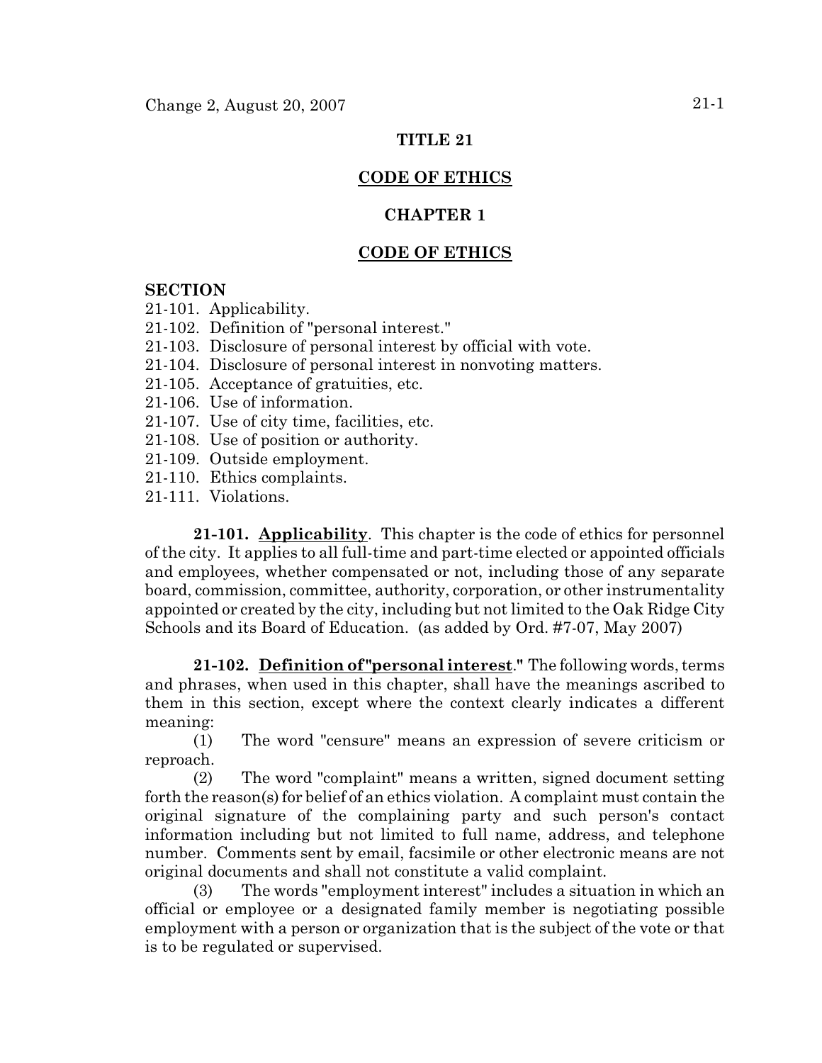# TITLE 21

## CODE OF ETHICS

## CHAPTER 1

## CODE OF ETHICS

**SECTION**

21-101. Applicability.
21-102. Definition of "personal interest."
21-103. Disclosure of personal interest by official with vote.
21-104. Disclosure of personal interest in nonvoting matters.
21-105. Acceptance of gratuities, etc.
21-106. Use of information.
21-107. Use of city time, facilities, etc.
21-108. Use of position or authority.
21-109. Outside employment.
21-110. Ethics complaints.
21-111. Violations.

**21-101. Applicability**. This chapter is the code of ethics for personnel of the city. It applies to all full-time and part-time elected or appointed officials and employees, whether compensated or not, including those of any separate board, commission, committee, authority, corporation, or other instrumentality appointed or created by the city, including but not limited to the Oak Ridge City Schools and its Board of Education. (as added by Ord. #7-07, May 2007)

**21-102. Definition of "personal interest."** The following words, terms and phrases, when used in this chapter, shall have the meanings ascribed to them in this section, except where the context clearly indicates a different meaning:

(1) The word "censure" means an expression of severe criticism or reproach.

(2) The word "complaint" means a written, signed document setting forth the reason(s) for belief of an ethics violation. A complaint must contain the original signature of the complaining party and such person's contact information including but not limited to full name, address, and telephone number. Comments sent by email, facsimile or other electronic means are not original documents and shall not constitute a valid complaint.

(3) The words "employment interest" includes a situation in which an official or employee or a designated family member is negotiating possible employment with a person or organization that is the subject of the vote or that is to be regulated or supervised.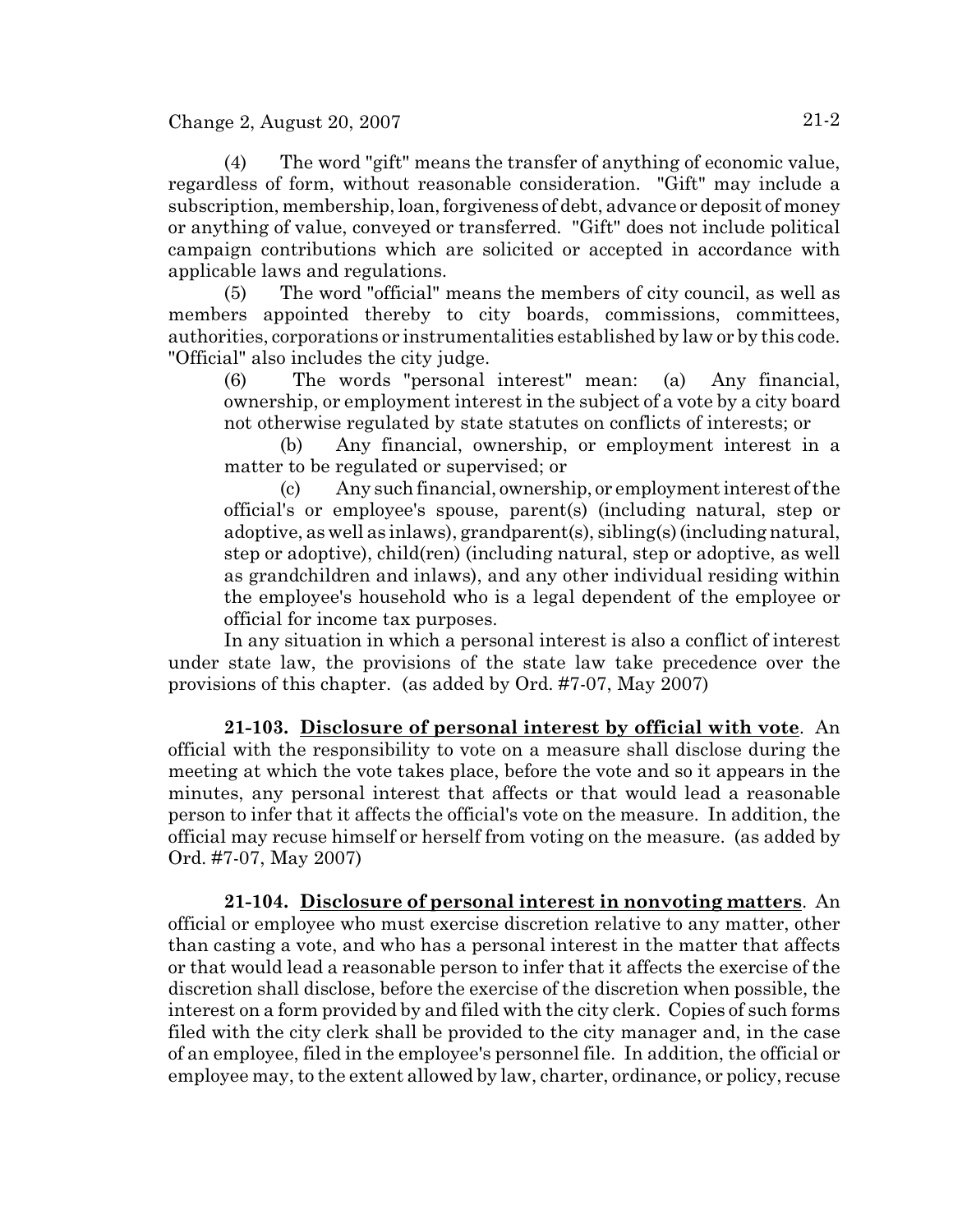(4) The word "gift" means the transfer of anything of economic value, regardless of form, without reasonable consideration. "Gift" may include a subscription, membership, loan, forgiveness of debt, advance or deposit of money or anything of value, conveyed or transferred. "Gift" does not include political campaign contributions which are solicited or accepted in accordance with applicable laws and regulations.

(5) The word "official" means the members of city council, as well as members appointed thereby to city boards, commissions, committees, authorities, corporations or instrumentalities established by law or by this code. "Official" also includes the city judge.

(6) The words "personal interest" mean: (a) Any financial, ownership, or employment interest in the subject of a vote by a city board not otherwise regulated by state statutes on conflicts of interests; or

(b) Any financial, ownership, or employment interest in a matter to be regulated or supervised; or

(c) Any such financial, ownership, or employment interest of the official's or employee's spouse, parent(s) (including natural, step or adoptive, as well as inlaws), grandparent(s), sibling(s) (including natural, step or adoptive), child(ren) (including natural, step or adoptive, as well as grandchildren and inlaws), and any other individual residing within the employee's household who is a legal dependent of the employee or official for income tax purposes.

In any situation in which a personal interest is also a conflict of interest under state law, the provisions of the state law take precedence over the provisions of this chapter. (as added by Ord. #7-07, May 2007)

**21-103. Disclosure of personal interest by official with vote**. An official with the responsibility to vote on a measure shall disclose during the meeting at which the vote takes place, before the vote and so it appears in the minutes, any personal interest that affects or that would lead a reasonable person to infer that it affects the official's vote on the measure. In addition, the official may recuse himself or herself from voting on the measure. (as added by Ord. #7-07, May 2007)

**21-104. Disclosure of personal interest in nonvoting matters**. An official or employee who must exercise discretion relative to any matter, other than casting a vote, and who has a personal interest in the matter that affects or that would lead a reasonable person to infer that it affects the exercise of the discretion shall disclose, before the exercise of the discretion when possible, the interest on a form provided by and filed with the city clerk. Copies of such forms filed with the city clerk shall be provided to the city manager and, in the case of an employee, filed in the employee's personnel file. In addition, the official or employee may, to the extent allowed by law, charter, ordinance, or policy, recuse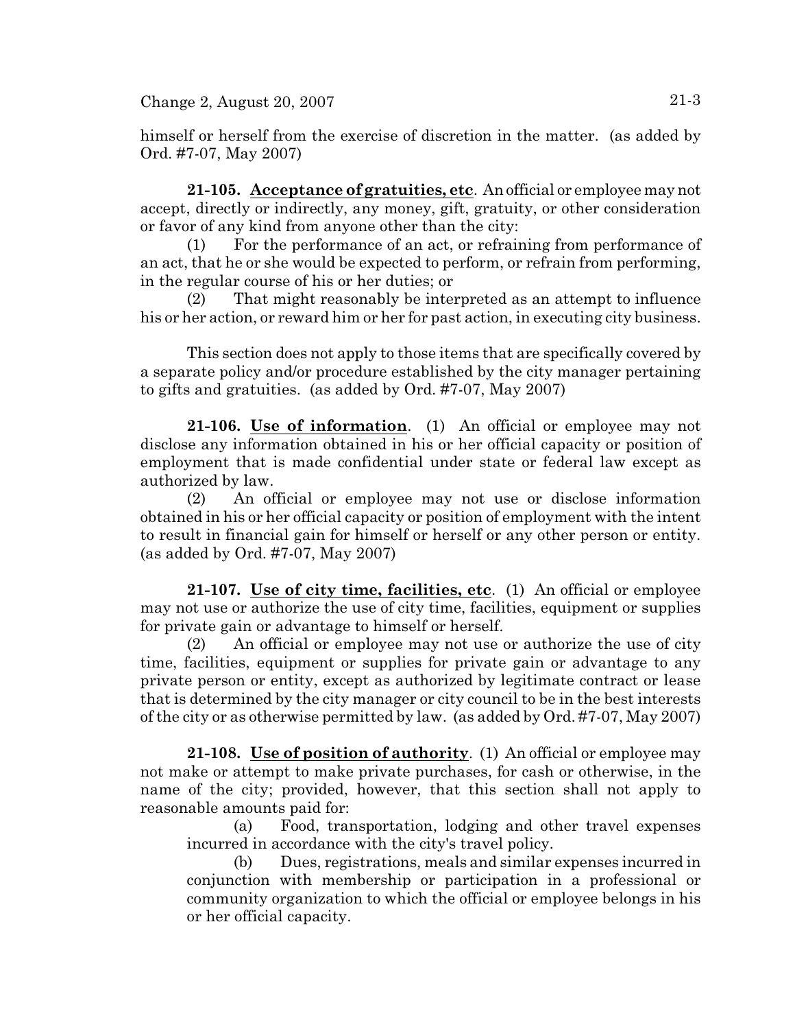himself or herself from the exercise of discretion in the matter. (as added by Ord. #7-07, May 2007)

**21-105. Acceptance of gratuities, etc**. An official or employee may not accept, directly or indirectly, any money, gift, gratuity, or other consideration or favor of any kind from anyone other than the city:

(1) For the performance of an act, or refraining from performance of an act, that he or she would be expected to perform, or refrain from performing, in the regular course of his or her duties; or

(2) That might reasonably be interpreted as an attempt to influence his or her action, or reward him or her for past action, in executing city business.

This section does not apply to those items that are specifically covered by a separate policy and/or procedure established by the city manager pertaining to gifts and gratuities. (as added by Ord. #7-07, May 2007)

**21-106. Use of information**. (1) An official or employee may not disclose any information obtained in his or her official capacity or position of employment that is made confidential under state or federal law except as authorized by law.

(2) An official or employee may not use or disclose information obtained in his or her official capacity or position of employment with the intent to result in financial gain for himself or herself or any other person or entity. (as added by Ord. #7-07, May 2007)

**21-107. Use of city time, facilities, etc**. (1) An official or employee may not use or authorize the use of city time, facilities, equipment or supplies for private gain or advantage to himself or herself.

(2) An official or employee may not use or authorize the use of city time, facilities, equipment or supplies for private gain or advantage to any private person or entity, except as authorized by legitimate contract or lease that is determined by the city manager or city council to be in the best interests of the city or as otherwise permitted by law. (as added by Ord. #7-07, May 2007)

**21-108. Use of position of authority**. (1) An official or employee may not make or attempt to make private purchases, for cash or otherwise, in the name of the city; provided, however, that this section shall not apply to reasonable amounts paid for:

(a) Food, transportation, lodging and other travel expenses incurred in accordance with the city's travel policy.

(b) Dues, registrations, meals and similar expenses incurred in conjunction with membership or participation in a professional or community organization to which the official or employee belongs in his or her official capacity.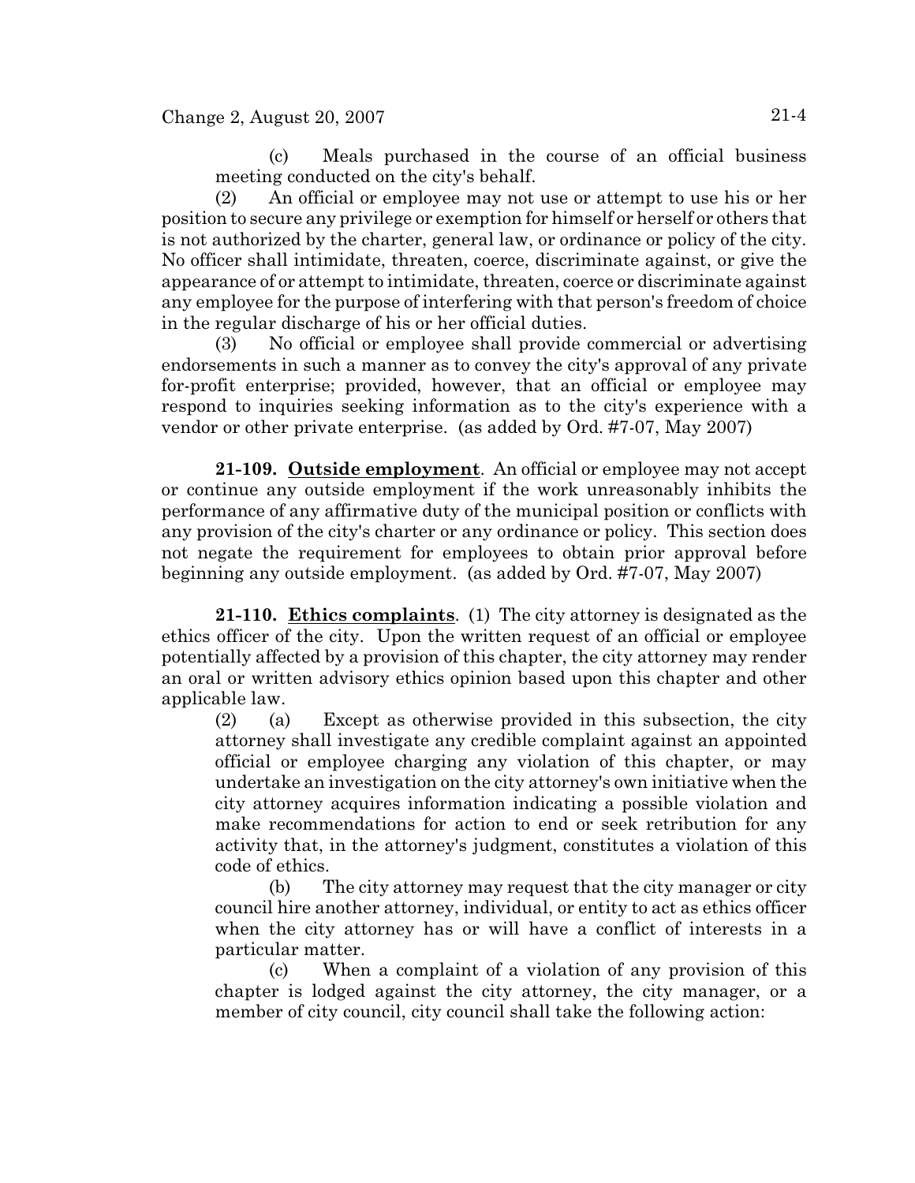(c) Meals purchased in the course of an official business meeting conducted on the city's behalf.

(2) An official or employee may not use or attempt to use his or her position to secure any privilege or exemption for himself or herself or others that is not authorized by the charter, general law, or ordinance or policy of the city. No officer shall intimidate, threaten, coerce, discriminate against, or give the appearance of or attempt to intimidate, threaten, coerce or discriminate against any employee for the purpose of interfering with that person's freedom of choice in the regular discharge of his or her official duties.

(3) No official or employee shall provide commercial or advertising endorsements in such a manner as to convey the city's approval of any private for-profit enterprise; provided, however, that an official or employee may respond to inquiries seeking information as to the city's experience with a vendor or other private enterprise. (as added by Ord. #7-07, May 2007)

**21-109. Outside employment**. An official or employee may not accept or continue any outside employment if the work unreasonably inhibits the performance of any affirmative duty of the municipal position or conflicts with any provision of the city's charter or any ordinance or policy. This section does not negate the requirement for employees to obtain prior approval before beginning any outside employment. (as added by Ord. #7-07, May 2007)

**21-110. Ethics complaints**. (1) The city attorney is designated as the ethics officer of the city. Upon the written request of an official or employee potentially affected by a provision of this chapter, the city attorney may render an oral or written advisory ethics opinion based upon this chapter and other applicable law.

(2) (a) Except as otherwise provided in this subsection, the city attorney shall investigate any credible complaint against an appointed official or employee charging any violation of this chapter, or may undertake an investigation on the city attorney's own initiative when the city attorney acquires information indicating a possible violation and make recommendations for action to end or seek retribution for any activity that, in the attorney's judgment, constitutes a violation of this code of ethics.

(b) The city attorney may request that the city manager or city council hire another attorney, individual, or entity to act as ethics officer when the city attorney has or will have a conflict of interests in a particular matter.

(c) When a complaint of a violation of any provision of this chapter is lodged against the city attorney, the city manager, or a member of city council, city council shall take the following action: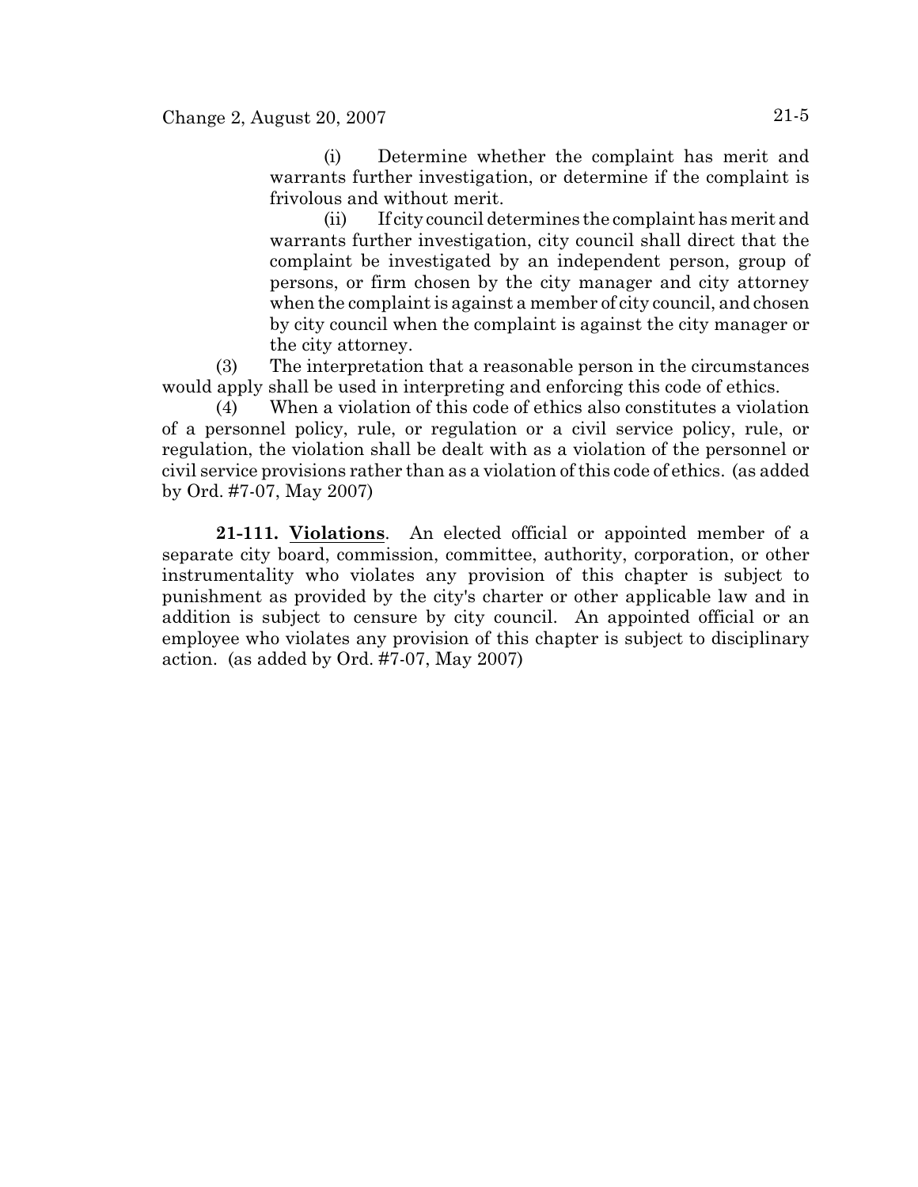(i) Determine whether the complaint has merit and warrants further investigation, or determine if the complaint is frivolous and without merit.

(ii) If city council determines the complaint has merit and warrants further investigation, city council shall direct that the complaint be investigated by an independent person, group of persons, or firm chosen by the city manager and city attorney when the complaint is against a member of city council, and chosen by city council when the complaint is against the city manager or the city attorney.

(3) The interpretation that a reasonable person in the circumstances would apply shall be used in interpreting and enforcing this code of ethics.

(4) When a violation of this code of ethics also constitutes a violation of a personnel policy, rule, or regulation or a civil service policy, rule, or regulation, the violation shall be dealt with as a violation of the personnel or civil service provisions rather than as a violation of this code of ethics. (as added by Ord. #7-07, May 2007)

**21-111. Violations**. An elected official or appointed member of a separate city board, commission, committee, authority, corporation, or other instrumentality who violates any provision of this chapter is subject to punishment as provided by the city's charter or other applicable law and in addition is subject to censure by city council. An appointed official or an employee who violates any provision of this chapter is subject to disciplinary action. (as added by Ord. #7-07, May 2007)